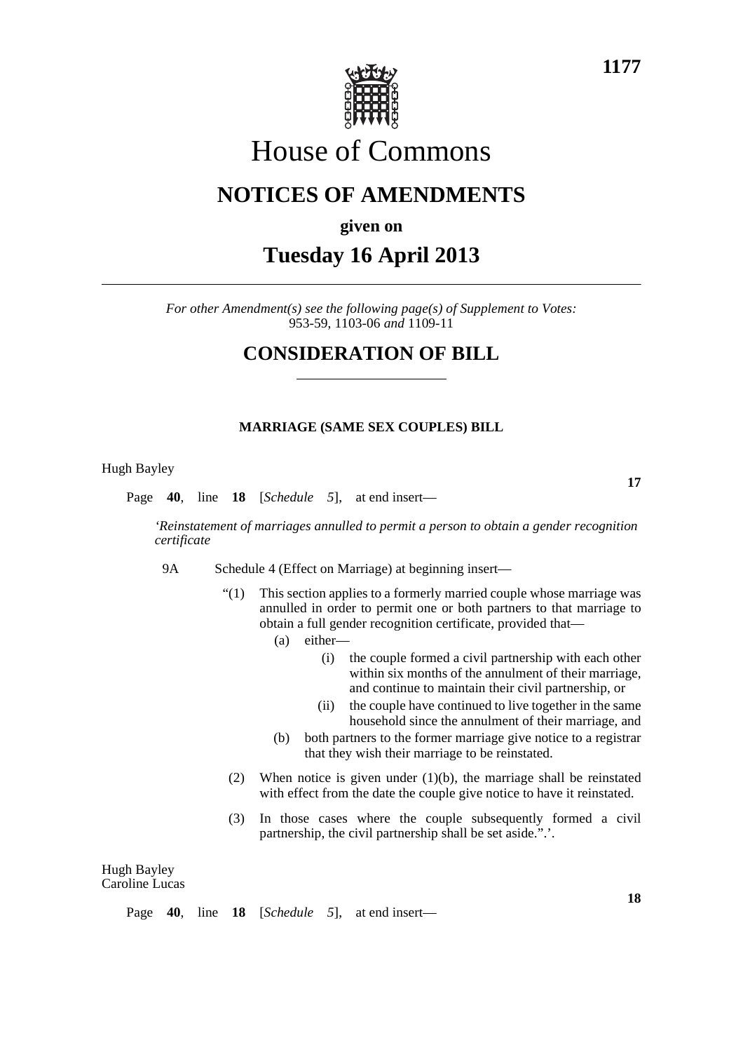# House of Commons

## NOTICES OF AMENDMENTS

**given on**

## Tuesday 16 April 2013

*For other Amendment(s) see the following page(s) of Supplement to Votes:* 953-59, 1103-06 *and* 1109-11

## CONSIDERATION OF BILL

### MARRIAGE (SAME SEX COUPLES) BILL

Hugh Bayley

**17**

Page **40**, line **18** [*Schedule 5*], at end insert—

'*Reinstatement of marriages annulled to permit a person to obtain a gender recognition certificate*

9A Schedule 4 (Effect on Marriage) at beginning insert—

"(1) This section applies to a formerly married couple whose marriage was annulled in order to permit one or both partners to that marriage to obtain a full gender recognition certificate, provided that—

(a) either—

(i) the couple formed a civil partnership with each other within six months of the annulment of their marriage, and continue to maintain their civil partnership, or

(ii) the couple have continued to live together in the same household since the annulment of their marriage, and

(b) both partners to the former marriage give notice to a registrar that they wish their marriage to be reinstated.

(2) When notice is given under (1)(b), the marriage shall be reinstated with effect from the date the couple give notice to have it reinstated.

(3) In those cases where the couple subsequently formed a civil partnership, the civil partnership shall be set aside.".'.

Hugh Bayley
Caroline Lucas

**18**

Page **40**, line **18** [*Schedule 5*], at end insert—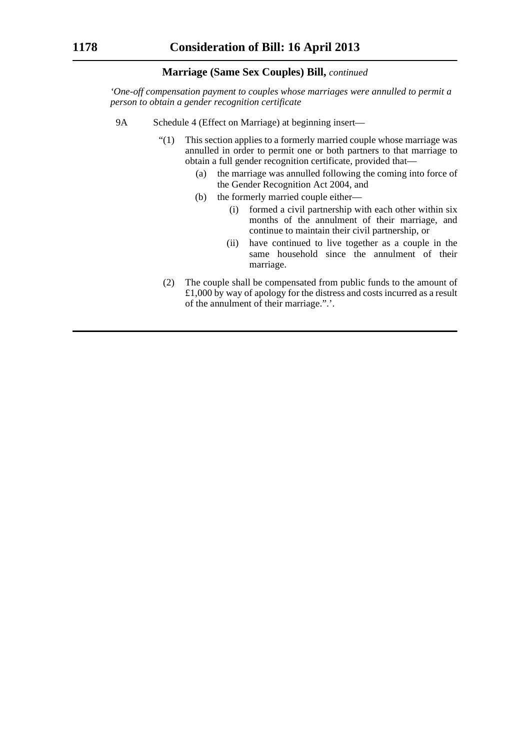**Marriage (Same Sex Couples) Bill,** *continued*

*'One-off compensation payment to couples whose marriages were annulled to permit a person to obtain a gender recognition certificate*

9A Schedule 4 (Effect on Marriage) at beginning insert—

"(1) This section applies to a formerly married couple whose marriage was annulled in order to permit one or both partners to that marriage to obtain a full gender recognition certificate, provided that—

(a) the marriage was annulled following the coming into force of the Gender Recognition Act 2004, and

(b) the formerly married couple either—

(i) formed a civil partnership with each other within six months of the annulment of their marriage, and continue to maintain their civil partnership, or

(ii) have continued to live together as a couple in the same household since the annulment of their marriage.

(2) The couple shall be compensated from public funds to the amount of £1,000 by way of apology for the distress and costs incurred as a result of the annulment of their marriage.".'.